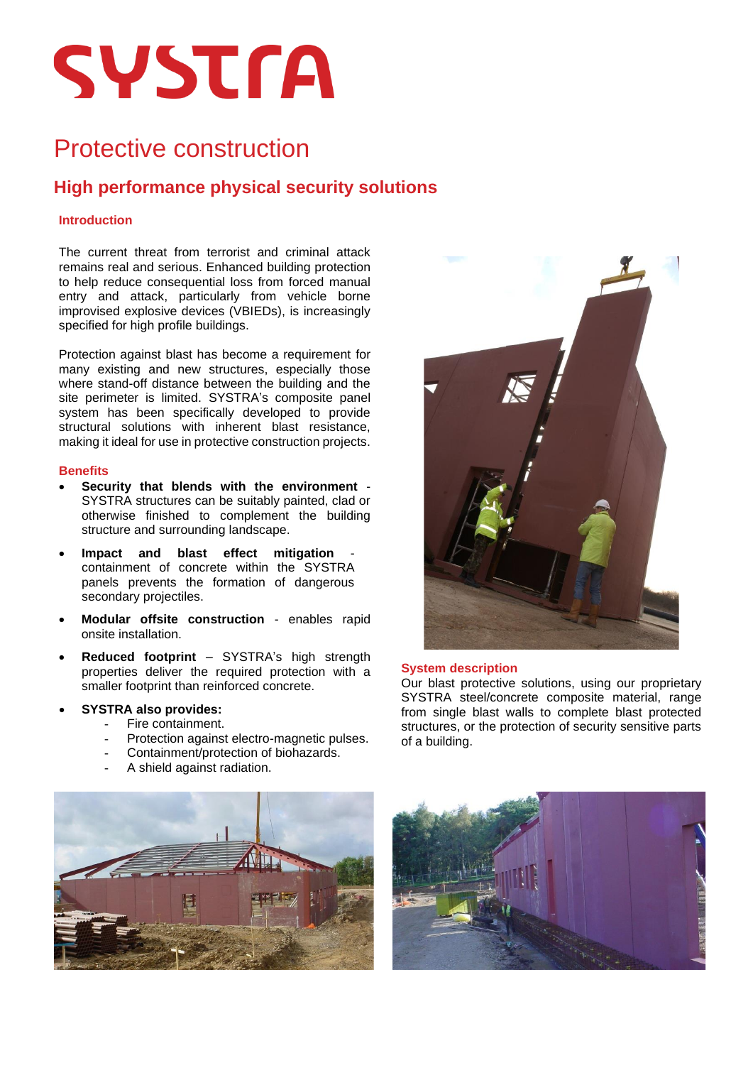# SYSTRA

## Protective construction

### High performance physical security solutions

#### Introduction

The current threat from terrorist and criminal attack remains real and serious. Enhanced building protection to help reduce consequential loss from forced manual entry and attack, particularly from vehicle borne improvised explosive devices (VBIEDs), is increasingly specified for high profile buildings.

Protection against blast has become a requirement for many existing and new structures, especially those where stand-off distance between the building and the site perimeter is limited. SYSTRA's composite panel system has been specifically developed to provide structural solutions with inherent blast resistance, making it ideal for use in protective construction projects.

#### Benefits

- **Security that blends with the environment** - SYSTRA structures can be suitably painted, clad or otherwise finished to complement the building structure and surrounding landscape.
- **Impact and blast effect mitigation** - containment of concrete within the SYSTRA panels prevents the formation of dangerous secondary projectiles.
- **Modular offsite construction** - enables rapid onsite installation.
- **Reduced footprint** – SYSTRA's high strength properties deliver the required protection with a smaller footprint than reinforced concrete.
- **SYSTRA also provides:**
  - Fire containment.
  - Protection against electro-magnetic pulses.
  - Containment/protection of biohazards.
  - A shield against radiation.

#### System description

Our blast protective solutions, using our proprietary SYSTRA steel/concrete composite material, range from single blast walls to complete blast protected structures, or the protection of security sensitive parts of a building.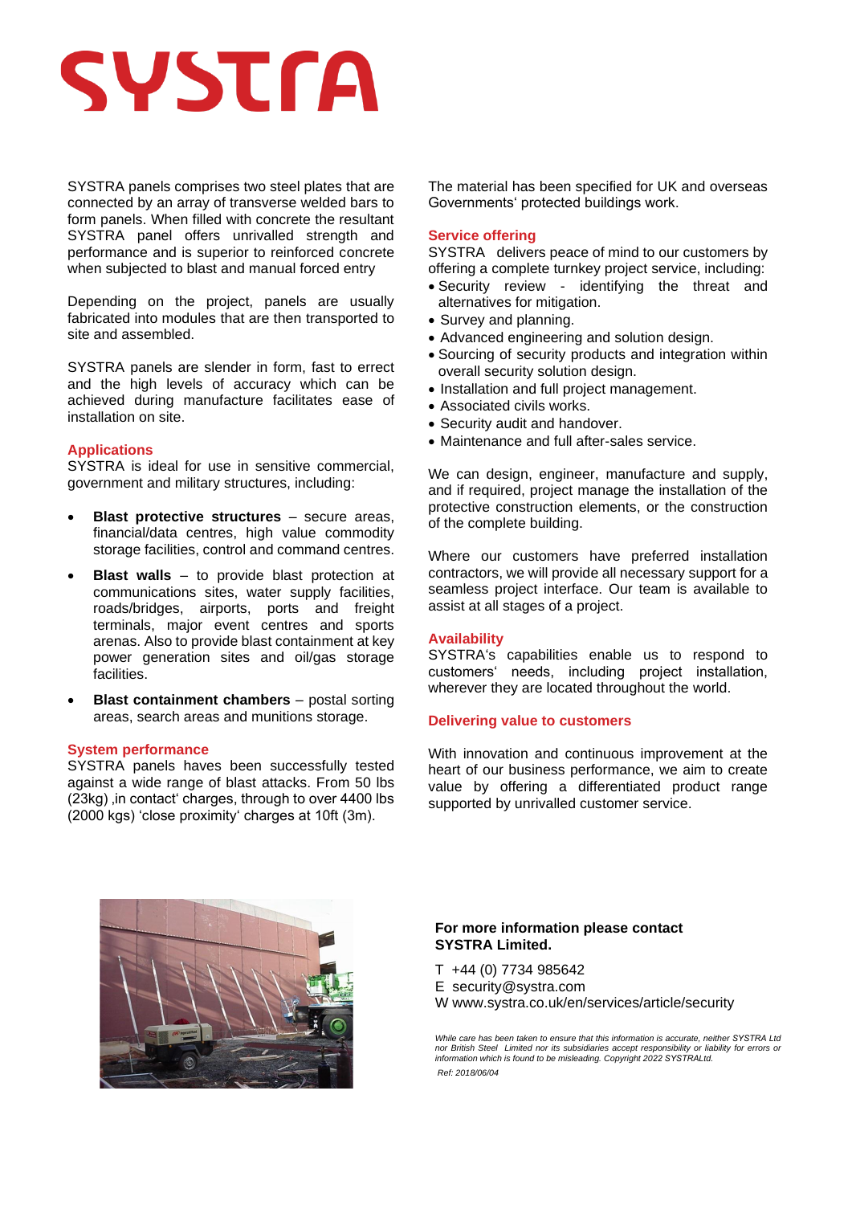# SYSTRA

SYSTRA panels comprises two steel plates that are connected by an array of transverse welded bars to form panels. When filled with concrete the resultant SYSTRA panel offers unrivalled strength and performance and is superior to reinforced concrete when subjected to blast and manual forced entry

Depending on the project, panels are usually fabricated into modules that are then transported to site and assembled.

SYSTRA panels are slender in form, fast to errect and the high levels of accuracy which can be achieved during manufacture facilitates ease of installation on site.

## Applications

SYSTRA is ideal for use in sensitive commercial, government and military structures, including:

- **Blast protective structures** – secure areas, financial/data centres, high value commodity storage facilities, control and command centres.
- **Blast walls** – to provide blast protection at communications sites, water supply facilities, roads/bridges, airports, ports and freight terminals, major event centres and sports arenas. Also to provide blast containment at key power generation sites and oil/gas storage facilities.
- **Blast containment chambers** – postal sorting areas, search areas and munitions storage.

## System performance

SYSTRA panels haves been successfully tested against a wide range of blast attacks. From 50 lbs (23kg) ,in contact' charges, through to over 4400 lbs (2000 kgs) 'close proximity' charges at 10ft (3m).

The material has been specified for UK and overseas Governments' protected buildings work.

## Service offering

SYSTRA delivers peace of mind to our customers by offering a complete turnkey project service, including:

- Security review - identifying the threat and alternatives for mitigation.
- Survey and planning.
- Advanced engineering and solution design.
- Sourcing of security products and integration within overall security solution design.
- Installation and full project management.
- Associated civils works.
- Security audit and handover.
- Maintenance and full after-sales service.

We can design, engineer, manufacture and supply, and if required, project manage the installation of the protective construction elements, or the construction of the complete building.

Where our customers have preferred installation contractors, we will provide all necessary support for a seamless project interface. Our team is available to assist at all stages of a project.

## Availability

SYSTRA's capabilities enable us to respond to customers' needs, including project installation, wherever they are located throughout the world.

## Delivering value to customers

With innovation and continuous improvement at the heart of our business performance, we aim to create value by offering a differentiated product range supported by unrivalled customer service.

**For more information please contact SYSTRA Limited.**

T +44 (0) 7734 985642
E security@systra.com
W www.systra.co.uk/en/services/article/security

*While care has been taken to ensure that this information is accurate, neither SYSTRA Ltd nor British Steel Limited nor its subsidiaries accept responsibility or liability for errors or information which is found to be misleading. Copyright 2022 SYSTRALtd.*

*Ref: 2018/06/04*